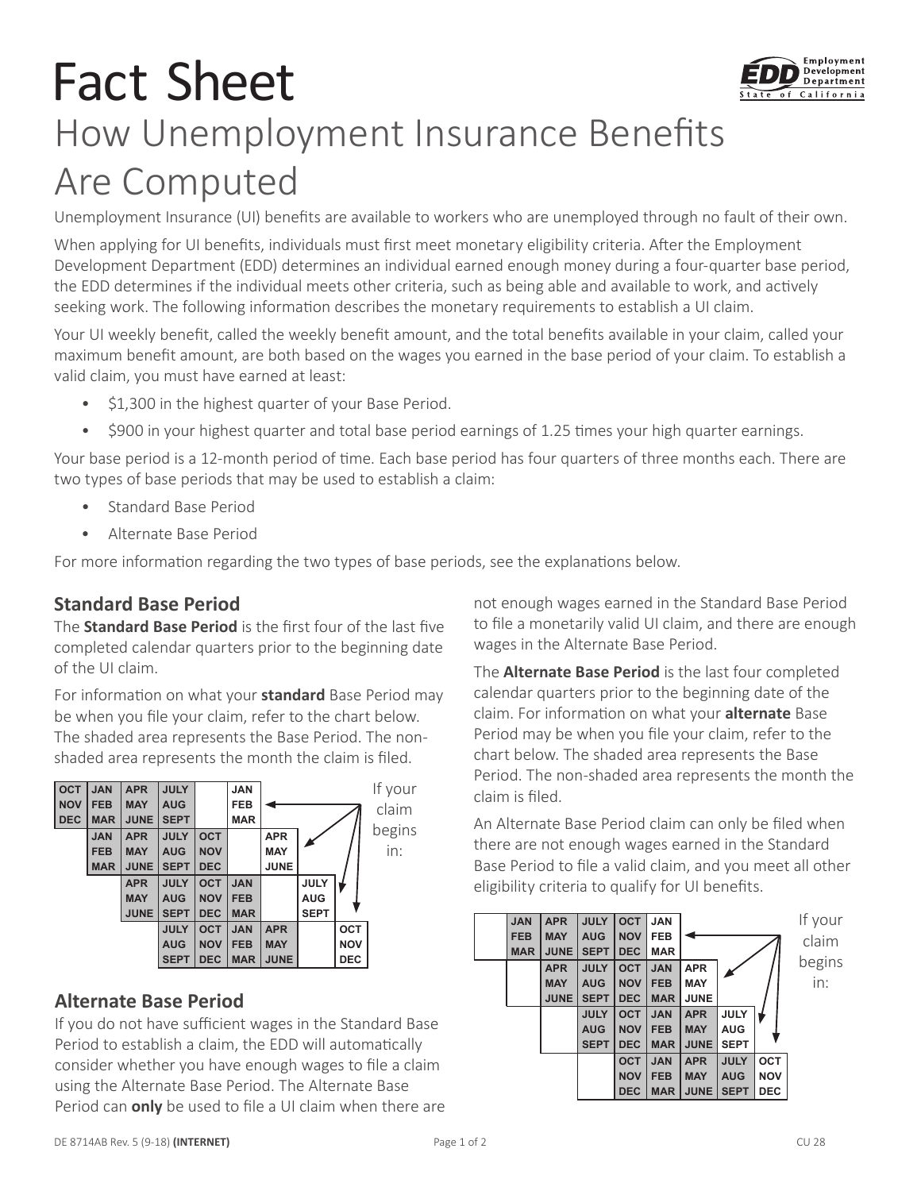# Fact Sheet

# How Unemployment Insurance Benefits Are Computed

Unemployment Insurance (UI) benefits are available to workers who are unemployed through no fault of their own.

When applying for UI benefits, individuals must first meet monetary eligibility criteria. After the Employment Development Department (EDD) determines an individual earned enough money during a four-quarter base period, the EDD determines if the individual meets other criteria, such as being able and available to work, and actively seeking work. The following information describes the monetary requirements to establish a UI claim.

Your UI weekly benefit, called the weekly benefit amount, and the total benefits available in your claim, called your maximum benefit amount, are both based on the wages you earned in the base period of your claim. To establish a valid claim, you must have earned at least:

- $1,300 in the highest quarter of your Base Period.
- $900 in your highest quarter and total base period earnings of 1.25 times your high quarter earnings.

Your base period is a 12-month period of time. Each base period has four quarters of three months each. There are two types of base periods that may be used to establish a claim:

- Standard Base Period
- Alternate Base Period

For more information regarding the two types of base periods, see the explanations below.

## Standard Base Period

The **Standard Base Period** is the first four of the last five completed calendar quarters prior to the beginning date of the UI claim.

For information on what your **standard** Base Period may be when you file your claim, refer to the chart below. The shaded area represents the Base Period. The non-shaded area represents the month the claim is filed.

| Base Period | | | | | If your claim begins in: |
|---|---|---|---|---|---|
| OCT NOV DEC | JAN FEB MAR | APR MAY JUNE | JULY AUG SEPT | | JAN FEB MAR |
| JAN FEB MAR | APR MAY JUNE | JULY AUG SEPT | OCT NOV DEC | | APR MAY JUNE |
| APR MAY JUNE | JULY AUG SEPT | OCT NOV DEC | JAN FEB MAR | | JULY AUG SEPT |
| JULY AUG SEPT | OCT NOV DEC | JAN FEB MAR | APR MAY JUNE | | OCT NOV DEC |

## Alternate Base Period

If you do not have sufficient wages in the Standard Base Period to establish a claim, the EDD will automatically consider whether you have enough wages to file a claim using the Alternate Base Period. The Alternate Base Period can **only** be used to file a UI claim when there are not enough wages earned in the Standard Base Period to file a monetarily valid UI claim, and there are enough wages in the Alternate Base Period.

The **Alternate Base Period** is the last four completed calendar quarters prior to the beginning date of the claim. For information on what your **alternate** Base Period may be when you file your claim, refer to the chart below. The shaded area represents the Base Period. The non-shaded area represents the month the claim is filed.

An Alternate Base Period claim can only be filed when there are not enough wages earned in the Standard Base Period to file a valid claim, and you meet all other eligibility criteria to qualify for UI benefits.

| Base Period | | | | If your claim begins in: |
|---|---|---|---|---|
| JAN FEB MAR | APR MAY JUNE | JULY AUG SEPT | OCT NOV DEC | JAN FEB MAR |
| APR MAY JUNE | JULY AUG SEPT | OCT NOV DEC | JAN FEB MAR | APR MAY JUNE |
| JULY AUG SEPT | OCT NOV DEC | JAN FEB MAR | APR MAY JUNE | JULY AUG SEPT |
| OCT NOV DEC | JAN FEB MAR | APR MAY JUNE | JULY AUG SEPT | OCT NOV DEC |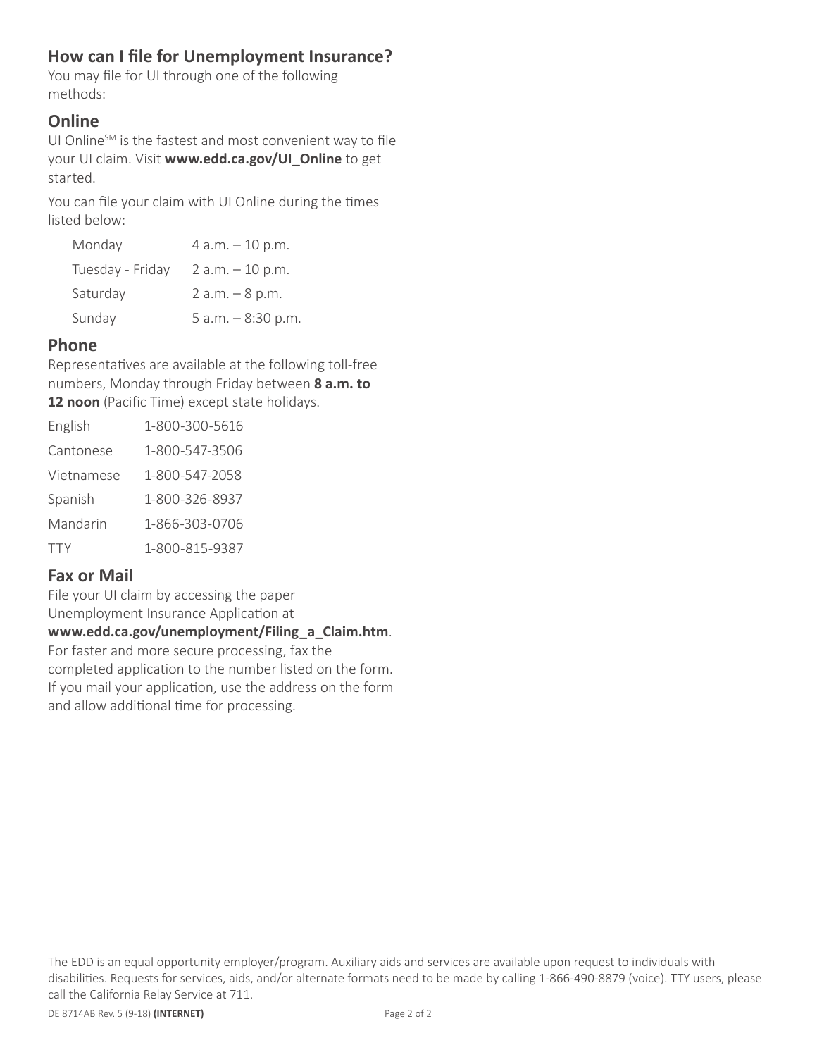## How can I file for Unemployment Insurance?

You may file for UI through one of the following methods:

### Online

UI Online[SM] is the fastest and most convenient way to file your UI claim. Visit **www.edd.ca.gov/UI_Online** to get started.

You can file your claim with UI Online during the times listed below:

| | |
|---|---|
| Monday | 4 a.m. – 10 p.m. |
| Tuesday - Friday | 2 a.m. – 10 p.m. |
| Saturday | 2 a.m. – 8 p.m. |
| Sunday | 5 a.m. – 8:30 p.m. |

### Phone

Representatives are available at the following toll-free numbers, Monday through Friday between **8 a.m. to 12 noon** (Pacific Time) except state holidays.

| | |
|---|---|
| English | 1-800-300-5616 |
| Cantonese | 1-800-547-3506 |
| Vietnamese | 1-800-547-2058 |
| Spanish | 1-800-326-8937 |
| Mandarin | 1-866-303-0706 |
| TTY | 1-800-815-9387 |

### Fax or Mail

File your UI claim by accessing the paper Unemployment Insurance Application at **www.edd.ca.gov/unemployment/Filing_a_Claim.htm**. For faster and more secure processing, fax the completed application to the number listed on the form. If you mail your application, use the address on the form and allow additional time for processing.

---

The EDD is an equal opportunity employer/program. Auxiliary aids and services are available upon request to individuals with disabilities. Requests for services, aids, and/or alternate formats need to be made by calling 1-866-490-8879 (voice). TTY users, please call the California Relay Service at 711.

DE 8714AB Rev. 5 (9-18) **(INTERNET)**